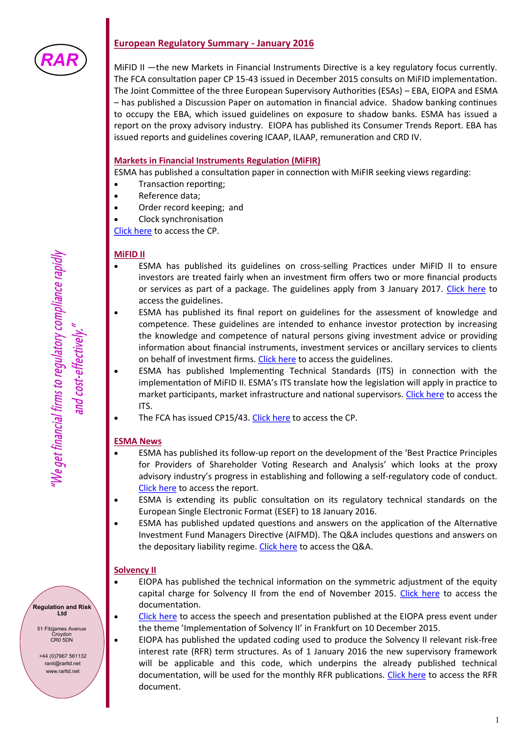RAR

*"We get financial firms to regulatory compliance rapidly and cost-effectively."*

**Regulation and Risk Ltd**

51 Fitzjames Avenue
Croydon
CR0 5DN

+44 (0)7967 561132
ranil@rarltd.net
www.rarltd.net

## European Regulatory Summary - January 2016

MiFID II —the new Markets in Financial Instruments Directive is a key regulatory focus currently. The FCA consultation paper CP 15-43 issued in December 2015 consults on MiFID implementation. The Joint Committee of the three European Supervisory Authorities (ESAs) – EBA, EIOPA and ESMA – has published a Discussion Paper on automation in financial advice. Shadow banking continues to occupy the EBA, which issued guidelines on exposure to shadow banks. ESMA has issued a report on the proxy advisory industry. EIOPA has published its Consumer Trends Report. EBA has issued reports and guidelines covering ICAAP, ILAAP, remuneration and CRD IV.

### Markets in Financial Instruments Regulation (MiFIR)

ESMA has published a consultation paper in connection with MiFIR seeking views regarding:

- Transaction reporting;
- Reference data;
- Order record keeping; and
- Clock synchronisation

Click here to access the CP.

### MiFID II

- ESMA has published its guidelines on cross-selling Practices under MiFID II to ensure investors are treated fairly when an investment firm offers two or more financial products or services as part of a package. The guidelines apply from 3 January 2017. Click here to access the guidelines.
- ESMA has published its final report on guidelines for the assessment of knowledge and competence. These guidelines are intended to enhance investor protection by increasing the knowledge and competence of natural persons giving investment advice or providing information about financial instruments, investment services or ancillary services to clients on behalf of investment firms. Click here to access the guidelines.
- ESMA has published Implementing Technical Standards (ITS) in connection with the implementation of MiFID II. ESMA's ITS translate how the legislation will apply in practice to market participants, market infrastructure and national supervisors. Click here to access the ITS.
- The FCA has issued CP15/43. Click here to access the CP.

### ESMA News

- ESMA has published its follow-up report on the development of the 'Best Practice Principles for Providers of Shareholder Voting Research and Analysis' which looks at the proxy advisory industry's progress in establishing and following a self-regulatory code of conduct. Click here to access the report.
- ESMA is extending its public consultation on its regulatory technical standards on the European Single Electronic Format (ESEF) to 18 January 2016.
- ESMA has published updated questions and answers on the application of the Alternative Investment Fund Managers Directive (AIFMD). The Q&A includes questions and answers on the depositary liability regime. Click here to access the Q&A.

### Solvency II

- EIOPA has published the technical information on the symmetric adjustment of the equity capital charge for Solvency II from the end of November 2015. Click here to access the documentation.
- Click here to access the speech and presentation published at the EIOPA press event under the theme 'Implementation of Solvency II' in Frankfurt on 10 December 2015.
- EIOPA has published the updated coding used to produce the Solvency II relevant risk-free interest rate (RFR) term structures. As of 1 January 2016 the new supervisory framework will be applicable and this code, which underpins the already published technical documentation, will be used for the monthly RFR publications. Click here to access the RFR document.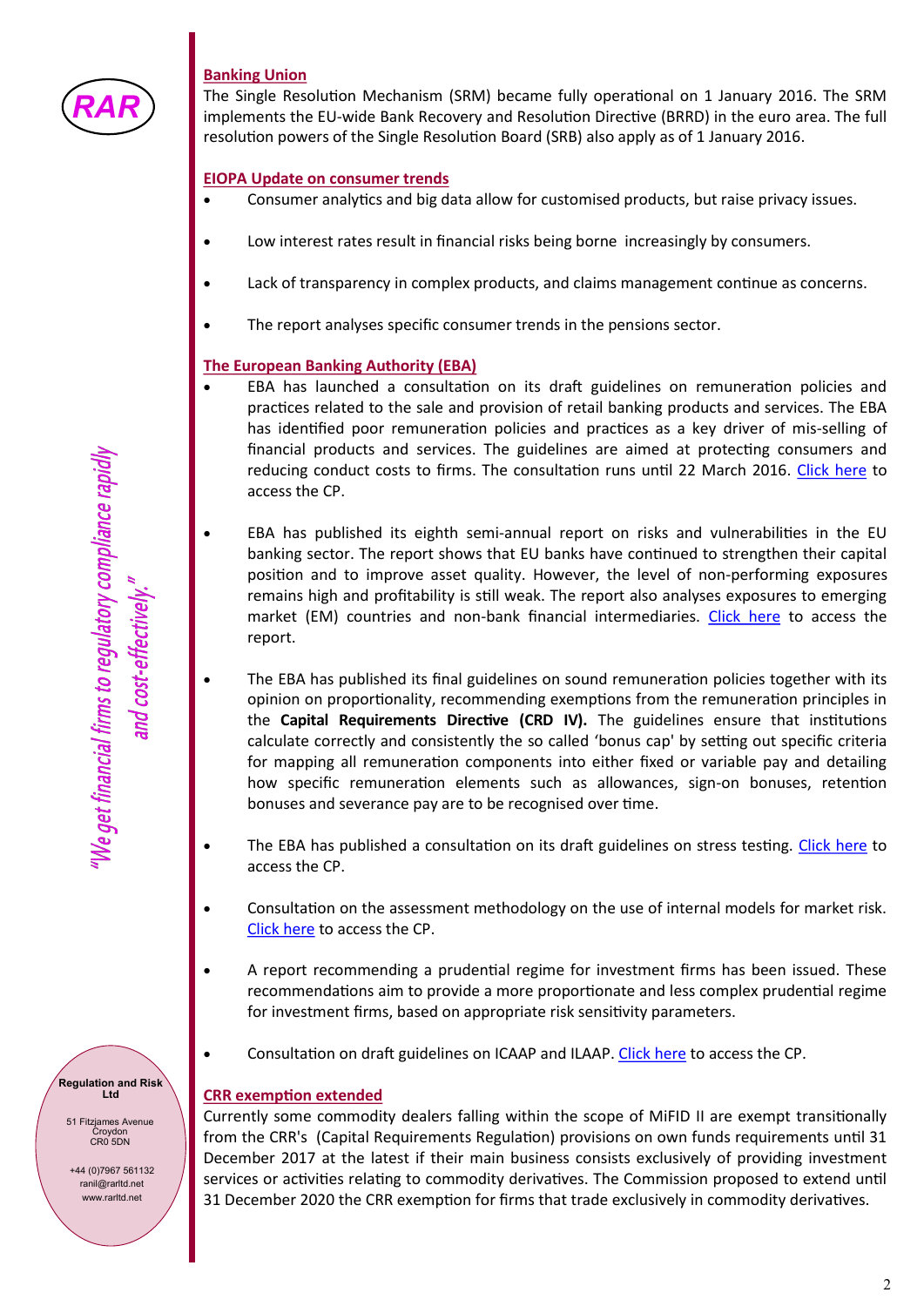RAR

## Banking Union

The Single Resolution Mechanism (SRM) became fully operational on 1 January 2016. The SRM implements the EU-wide Bank Recovery and Resolution Directive (BRRD) in the euro area. The full resolution powers of the Single Resolution Board (SRB) also apply as of 1 January 2016.

## EIOPA Update on consumer trends

- Consumer analytics and big data allow for customised products, but raise privacy issues.
- Low interest rates result in financial risks being borne increasingly by consumers.
- Lack of transparency in complex products, and claims management continue as concerns.
- The report analyses specific consumer trends in the pensions sector.

## The European Banking Authority (EBA)

- EBA has launched a consultation on its draft guidelines on remuneration policies and practices related to the sale and provision of retail banking products and services. The EBA has identified poor remuneration policies and practices as a key driver of mis-selling of financial products and services. The guidelines are aimed at protecting consumers and reducing conduct costs to firms. The consultation runs until 22 March 2016. Click here to access the CP.
- EBA has published its eighth semi-annual report on risks and vulnerabilities in the EU banking sector. The report shows that EU banks have continued to strengthen their capital position and to improve asset quality. However, the level of non-performing exposures remains high and profitability is still weak. The report also analyses exposures to emerging market (EM) countries and non-bank financial intermediaries. Click here to access the report.
- The EBA has published its final guidelines on sound remuneration policies together with its opinion on proportionality, recommending exemptions from the remuneration principles in the **Capital Requirements Directive (CRD IV).** The guidelines ensure that institutions calculate correctly and consistently the so called 'bonus cap' by setting out specific criteria for mapping all remuneration components into either fixed or variable pay and detailing how specific remuneration elements such as allowances, sign-on bonuses, retention bonuses and severance pay are to be recognised over time.
- The EBA has published a consultation on its draft guidelines on stress testing. Click here to access the CP.
- Consultation on the assessment methodology on the use of internal models for market risk. Click here to access the CP.
- A report recommending a prudential regime for investment firms has been issued. These recommendations aim to provide a more proportionate and less complex prudential regime for investment firms, based on appropriate risk sensitivity parameters.
- Consultation on draft guidelines on ICAAP and ILAAP. Click here to access the CP.

## CRR exemption extended

Currently some commodity dealers falling within the scope of MiFID II are exempt transitionally from the CRR's (Capital Requirements Regulation) provisions on own funds requirements until 31 December 2017 at the latest if their main business consists exclusively of providing investment services or activities relating to commodity derivatives. The Commission proposed to extend until 31 December 2020 the CRR exemption for firms that trade exclusively in commodity derivatives.

*"We get financial firms to regulatory compliance rapidly and cost-effectively."*

**Regulation and Risk Ltd**

51 Fitzjames Avenue
Croydon
CR0 5DN

+44 (0)7967 561132
ranil@rarltd.net
www.rarltd.net